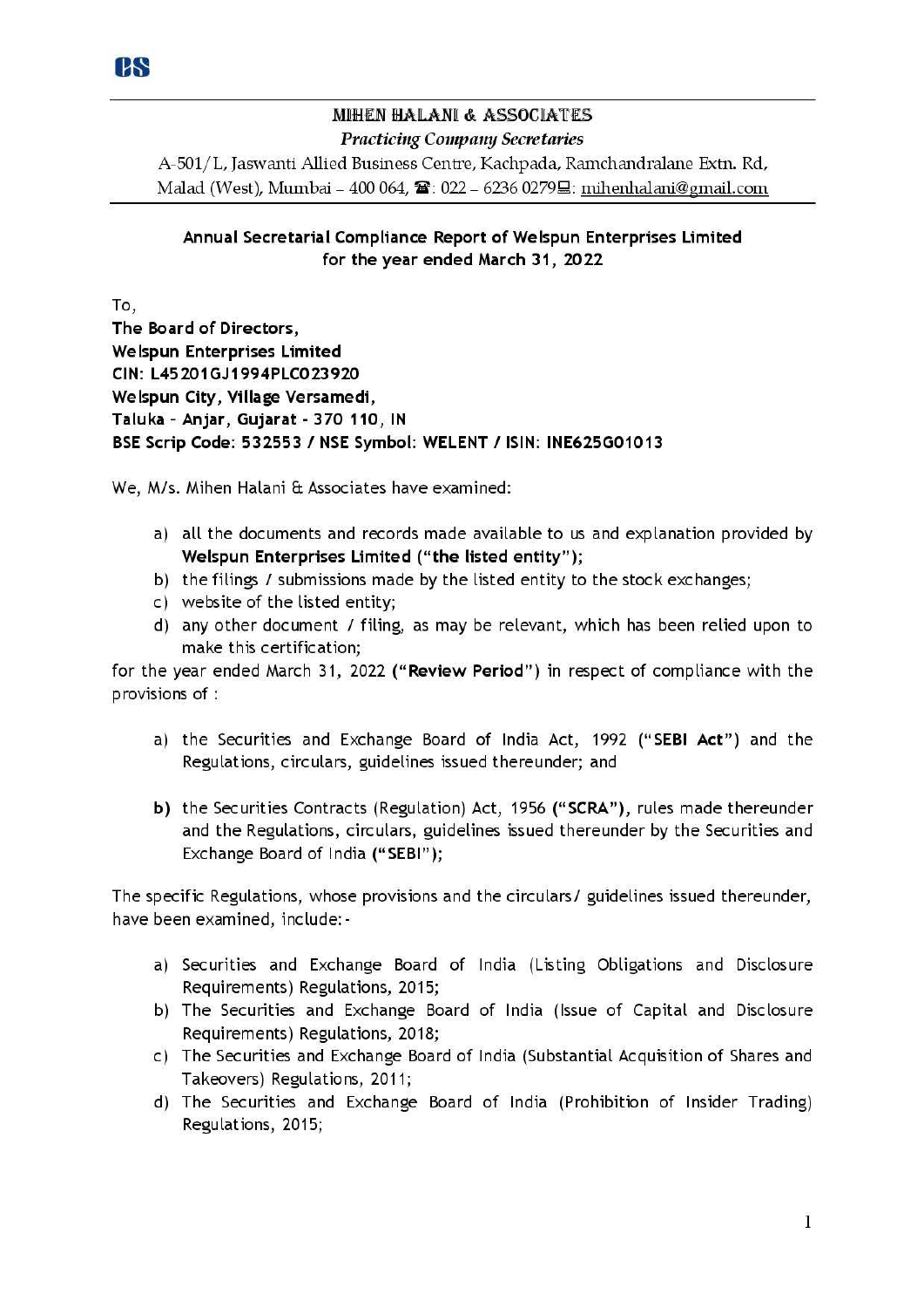CS

# MIHEN HALANI & ASSOCIATES

*Practicing Company Secretaries*

A-501/L, Jaswanti Allied Business Centre, Kachpada, Ramchandralane Extn. Rd, Malad (West), Mumbai – 400 064, ☎: 022 – 6236 0279🖳: mihenhalani@gmail.com

---

**Annual Secretarial Compliance Report of Welspun Enterprises Limited for the year ended March 31, 2022**

To,
**The Board of Directors,**
**Welspun Enterprises Limited**
**CIN: L45201GJ1994PLC023920**
**Welspun City, Village Versamedi,**
**Taluka – Anjar, Gujarat - 370 110, IN**
**BSE Scrip Code: 532553 / NSE Symbol: WELENT / ISIN: INE625G01013**

We, M/s. Mihen Halani & Associates have examined:

a) all the documents and records made available to us and explanation provided by **Welspun Enterprises Limited ("the listed entity")**;
b) the filings / submissions made by the listed entity to the stock exchanges;
c) website of the listed entity;
d) any other document / filing, as may be relevant, which has been relied upon to make this certification;

for the year ended March 31, 2022 **("Review Period")** in respect of compliance with the provisions of :

a) the Securities and Exchange Board of India Act, 1992 ("**SEBI Act**") and the Regulations, circulars, guidelines issued thereunder; and

**b)** the Securities Contracts (Regulation) Act, 1956 **("SCRA")**, rules made thereunder and the Regulations, circulars, guidelines issued thereunder by the Securities and Exchange Board of India **("SEBI")**;

The specific Regulations, whose provisions and the circulars/ guidelines issued thereunder, have been examined, include:-

a) Securities and Exchange Board of India (Listing Obligations and Disclosure Requirements) Regulations, 2015;
b) The Securities and Exchange Board of India (Issue of Capital and Disclosure Requirements) Regulations, 2018;
c) The Securities and Exchange Board of India (Substantial Acquisition of Shares and Takeovers) Regulations, 2011;
d) The Securities and Exchange Board of India (Prohibition of Insider Trading) Regulations, 2015;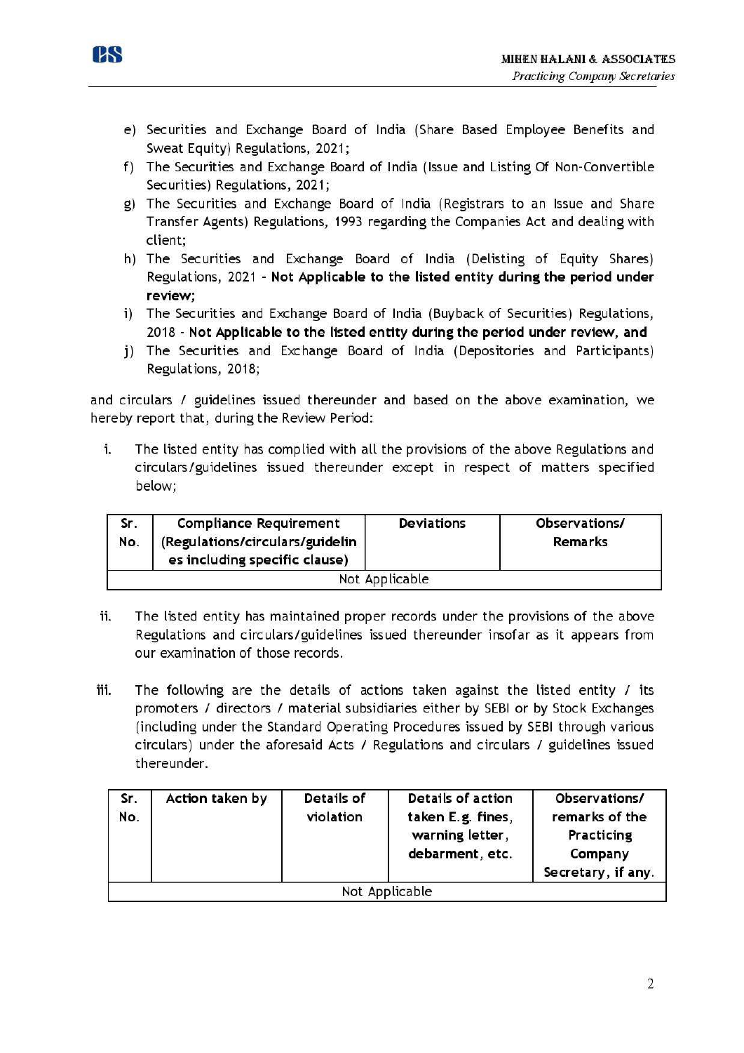e) Securities and Exchange Board of India (Share Based Employee Benefits and Sweat Equity) Regulations, 2021;
f) The Securities and Exchange Board of India (Issue and Listing Of Non-Convertible Securities) Regulations, 2021;
g) The Securities and Exchange Board of India (Registrars to an Issue and Share Transfer Agents) Regulations, 1993 regarding the Companies Act and dealing with client;
h) The Securities and Exchange Board of India (Delisting of Equity Shares) Regulations, 2021 - **Not Applicable to the listed entity during the period under review;**
i) The Securities and Exchange Board of India (Buyback of Securities) Regulations, 2018 - **Not Applicable to the listed entity during the period under review, and**
j) The Securities and Exchange Board of India (Depositories and Participants) Regulations, 2018;

and circulars / guidelines issued thereunder and based on the above examination, we hereby report that, during the Review Period:

i. The listed entity has complied with all the provisions of the above Regulations and circulars/guidelines issued thereunder except in respect of matters specified below;

| Sr. No. | Compliance Requirement (Regulations/circulars/guidelines including specific clause) | Deviations | Observations/ Remarks |
|---|---|---|---|
| Not Applicable | | | |

ii. The listed entity has maintained proper records under the provisions of the above Regulations and circulars/guidelines issued thereunder insofar as it appears from our examination of those records.

iii. The following are the details of actions taken against the listed entity / its promoters / directors / material subsidiaries either by SEBI or by Stock Exchanges (including under the Standard Operating Procedures issued by SEBI through various circulars) under the aforesaid Acts / Regulations and circulars / guidelines issued thereunder.

| Sr. No. | Action taken by | Details of violation | Details of action taken E.g. fines, warning letter, debarment, etc. | Observations/ remarks of the Practicing Company Secretary, if any. |
|---|---|---|---|---|
| Not Applicable | | | | |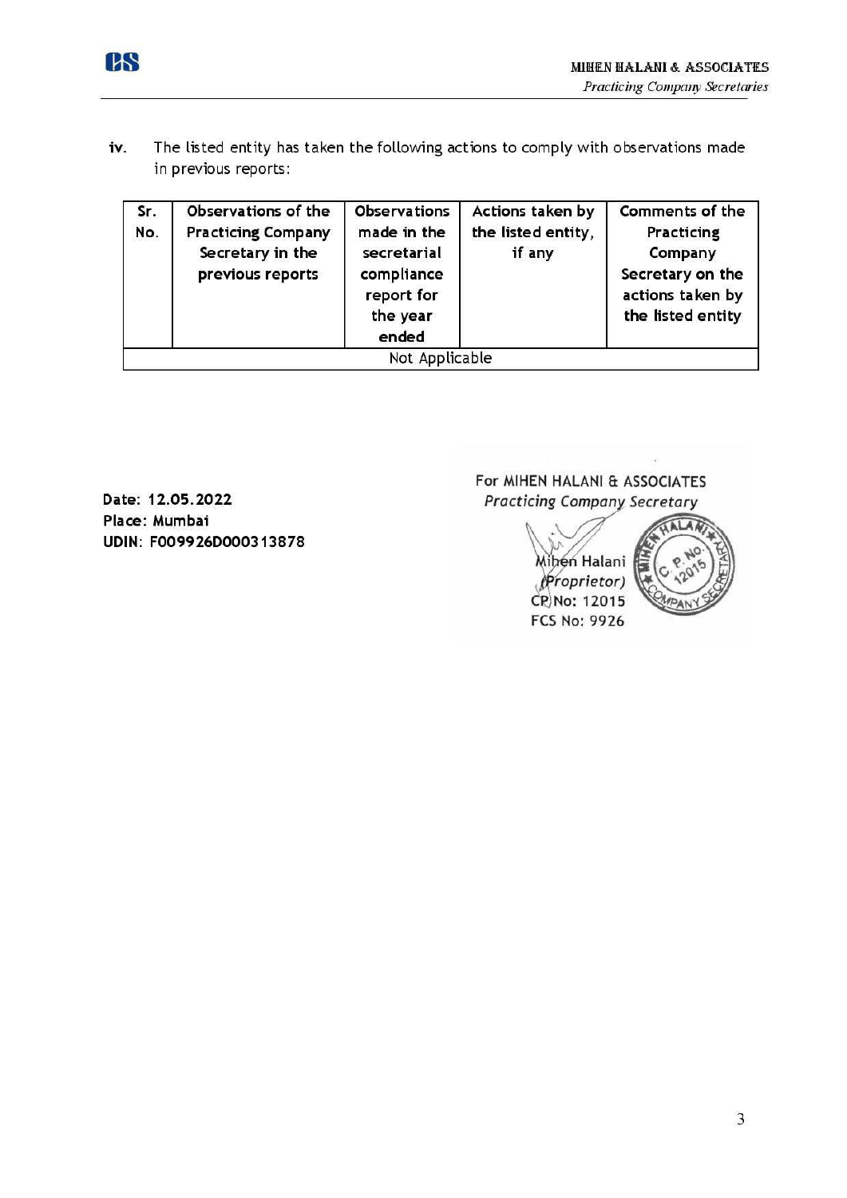iv. The listed entity has taken the following actions to comply with observations made in previous reports:

| Sr. No. | Observations of the Practicing Company Secretary in the previous reports | Observations made in the secretarial compliance report for the year ended | Actions taken by the listed entity, if any | Comments of the Practicing Company Secretary on the actions taken by the listed entity |
|---|---|---|---|---|
| Not Applicable | | | | |

**Date: 12.05.2022**
**Place: Mumbai**
**UDIN**: **F009926D000313878**

For MIHEN HALANI & ASSOCIATES
*Practicing Company Secretary*

Mihen Halani
*(Proprietor)*
CP No: 12015
FCS No: 9926